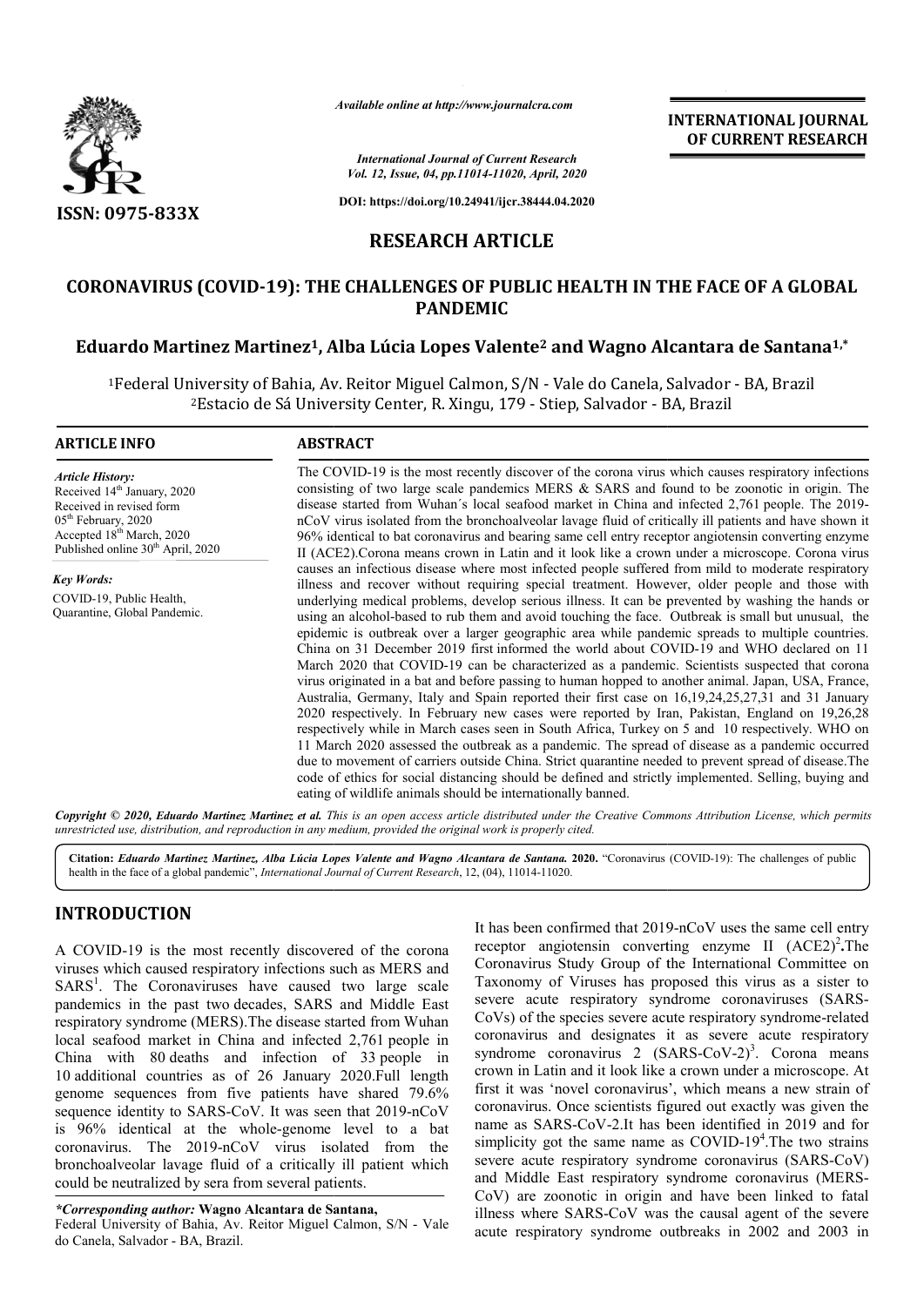# RESEARCH ARTICLE

# CORONAVIRUS (COVID-19): THE CHALLENGES OF PUBLIC HEALTH IN THE FACE OF A GLOBAL PANDEMIC

**Eduardo Martinez Martinez[1], Alba Lúcia Lopes Valente[2] and Wagno Alcantara de Santana[1,*]**

[1]Federal University of Bahia, Av. Reitor Miguel Calmon, S/N - Vale do Canela, Salvador - BA, Brazil
[2]Estacio de Sá University Center, R. Xingu, 179 - Stiep, Salvador - BA, Brazil

## ARTICLE INFO

*Article History:*
Received 14th January, 2020
Received in revised form 05th February, 2020
Accepted 18th March, 2020
Published online 30th April, 2020

*Key Words:*
COVID-19, Public Health, Quarantine, Global Pandemic.

## ABSTRACT

The COVID-19 is the most recently discover of the corona virus which causes respiratory infections consisting of two large scale pandemics MERS & SARS and found to be zoonotic in origin. The disease started from Wuhan´s local seafood market in China and infected 2,761 people. The 2019-nCoV virus isolated from the bronchoalveolar lavage fluid of critically ill patients and have shown it 96% identical to bat coronavirus and bearing same cell entry receptor angiotensin converting enzyme II (ACE2).Corona means crown in Latin and it look like a crown under a microscope. Corona virus causes an infectious disease where most infected people suffered from mild to moderate respiratory illness and recover without requiring special treatment. However, older people and those with underlying medical problems, develop serious illness. It can be prevented by washing the hands or using an alcohol-based to rub them and avoid touching the face. Outbreak is small but unusual, the epidemic is outbreak over a larger geographic area while pandemic spreads to multiple countries. China on 31 December 2019 first informed the world about COVID-19 and WHO declared on 11 March 2020 that COVID-19 can be characterized as a pandemic. Scientists suspected that corona virus originated in a bat and before passing to human hopped to another animal. Japan, USA, France, Australia, Germany, Italy and Spain reported their first case on 16,19,24,25,27,31 and 31 January 2020 respectively. In February new cases were reported by Iran, Pakistan, England on 19,26,28 respectively while in March cases seen in South Africa, Turkey on 5 and 10 respectively. WHO on 11 March 2020 assessed the outbreak as a pandemic. The spread of disease as a pandemic occurred due to movement of carriers outside China. Strict quarantine needed to prevent spread of disease.The code of ethics for social distancing should be defined and strictly implemented. Selling, buying and eating of wildlife animals should be internationally banned.

*Copyright © 2020, Eduardo Martinez Martinez et al. This is an open access article distributed under the Creative Commons Attribution License, which permits unrestricted use, distribution, and reproduction in any medium, provided the original work is properly cited.*

**Citation:** ***Eduardo Martinez Martinez, Alba Lúcia Lopes Valente and Wagno Alcantara de Santana.*** **2020.** "Coronavirus (COVID-19): The challenges of public health in the face of a global pandemic", *International Journal of Current Research*, 12, (04), 11014-11020.

## INTRODUCTION

A COVID-19 is the most recently discovered of the corona viruses which caused respiratory infections such as MERS and SARS[1]. The Coronaviruses have caused two large scale pandemics in the past two decades, SARS and Middle East respiratory syndrome (MERS).The disease started from Wuhan local seafood market in China and infected 2,761 people in China with 80 deaths and infection of 33 people in 10 additional countries as of 26 January 2020.Full length genome sequences from five patients have shared 79.6% sequence identity to SARS-CoV. It was seen that 2019-nCoV is 96% identical at the whole-genome level to a bat coronavirus. The 2019-nCoV virus isolated from the bronchoalveolar lavage fluid of a critically ill patient which could be neutralized by sera from several patients.

It has been confirmed that 2019-nCoV uses the same cell entry receptor angiotensin converting enzyme II (ACE2)[2].The Coronavirus Study Group of the International Committee on Taxonomy of Viruses has proposed this virus as a sister to severe acute respiratory syndrome coronaviruses (SARS-CoVs) of the species severe acute respiratory syndrome-related coronavirus and designates it as severe acute respiratory syndrome coronavirus 2 (SARS-CoV-2)[3]. Corona means crown in Latin and it look like a crown under a microscope. At first it was 'novel coronavirus', which means a new strain of coronavirus. Once scientists figured out exactly was given the name as SARS-CoV-2.It has been identified in 2019 and for simplicity got the same name as COVID-19[4].The two strains severe acute respiratory syndrome coronavirus (SARS-CoV) and Middle East respiratory syndrome coronavirus (MERS-CoV) are zoonotic in origin and have been linked to fatal illness where SARS-CoV was the causal agent of the severe acute respiratory syndrome outbreaks in 2002 and 2003 in

**\*Corresponding author: Wagno Alcantara de Santana,**
Federal University of Bahia, Av. Reitor Miguel Calmon, S/N - Vale do Canela, Salvador - BA, Brazil.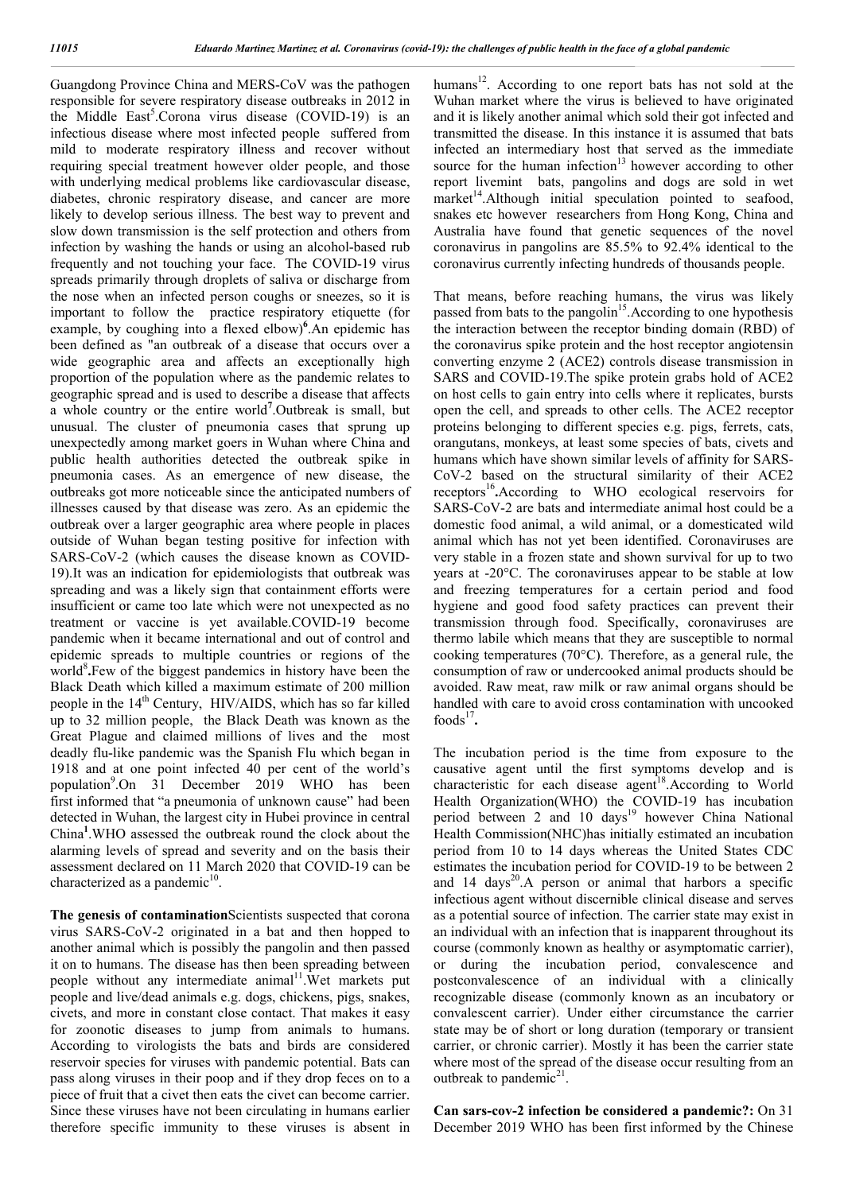Guangdong Province China and MERS-CoV was the pathogen responsible for severe respiratory disease outbreaks in 2012 in the Middle East[5].Corona virus disease (COVID-19) is an infectious disease where most infected people suffered from mild to moderate respiratory illness and recover without requiring special treatment however older people, and those with underlying medical problems like cardiovascular disease, diabetes, chronic respiratory disease, and cancer are more likely to develop serious illness. The best way to prevent and slow down transmission is the self protection and others from infection by washing the hands or using an alcohol-based rub frequently and not touching your face. The COVID-19 virus spreads primarily through droplets of saliva or discharge from the nose when an infected person coughs or sneezes, so it is important to follow the practice respiratory etiquette (for example, by coughing into a flexed elbow)[6].An epidemic has been defined as "an outbreak of a disease that occurs over a wide geographic area and affects an exceptionally high proportion of the population where as the pandemic relates to geographic spread and is used to describe a disease that affects a whole country or the entire world[7].Outbreak is small, but unusual. The cluster of pneumonia cases that sprung up unexpectedly among market goers in Wuhan where China and public health authorities detected the outbreak spike in pneumonia cases. As an emergence of new disease, the outbreaks got more noticeable since the anticipated numbers of illnesses caused by that disease was zero. As an epidemic the outbreak over a larger geographic area where people in places outside of Wuhan began testing positive for infection with SARS-CoV-2 (which causes the disease known as COVID-19).It was an indication for epidemiologists that outbreak was spreading and was a likely sign that containment efforts were insufficient or came too late which were not unexpected as no treatment or vaccine is yet available.COVID-19 become pandemic when it became international and out of control and epidemic spreads to multiple countries or regions of the world[8].Few of the biggest pandemics in history have been the Black Death which killed a maximum estimate of 200 million people in the 14th Century, HIV/AIDS, which has so far killed up to 32 million people, the Black Death was known as the Great Plague and claimed millions of lives and the most deadly flu-like pandemic was the Spanish Flu which began in 1918 and at one point infected 40 per cent of the world's population[9].On 31 December 2019 WHO has been first informed that "a pneumonia of unknown cause" had been detected in Wuhan, the largest city in Hubei province in central China[1].WHO assessed the outbreak round the clock about the alarming levels of spread and severity and on the basis their assessment declared on 11 March 2020 that COVID-19 can be characterized as a pandemic[10].

**The genesis of contamination**Scientists suspected that corona virus SARS-CoV-2 originated in a bat and then hopped to another animal which is possibly the pangolin and then passed it on to humans. The disease has then been spreading between people without any intermediate animal[11].Wet markets put people and live/dead animals e.g. dogs, chickens, pigs, snakes, civets, and more in constant close contact. That makes it easy for zoonotic diseases to jump from animals to humans. According to virologists the bats and birds are considered reservoir species for viruses with pandemic potential. Bats can pass along viruses in their poop and if they drop feces on to a piece of fruit that a civet then eats the civet can become carrier. Since these viruses have not been circulating in humans earlier therefore specific immunity to these viruses is absent in humans[12]. According to one report bats has not sold at the Wuhan market where the virus is believed to have originated and it is likely another animal which sold their got infected and transmitted the disease. In this instance it is assumed that bats infected an intermediary host that served as the immediate source for the human infection[13] however according to other report livemint bats, pangolins and dogs are sold in wet market[14].Although initial speculation pointed to seafood, snakes etc however researchers from Hong Kong, China and Australia have found that genetic sequences of the novel coronavirus in pangolins are 85.5% to 92.4% identical to the coronavirus currently infecting hundreds of thousands people.

That means, before reaching humans, the virus was likely passed from bats to the pangolin[15].According to one hypothesis the interaction between the receptor binding domain (RBD) of the coronavirus spike protein and the host receptor angiotensin converting enzyme 2 (ACE2) controls disease transmission in SARS and COVID-19.The spike protein grabs hold of ACE2 on host cells to gain entry into cells where it replicates, bursts open the cell, and spreads to other cells. The ACE2 receptor proteins belonging to different species e.g. pigs, ferrets, cats, orangutans, monkeys, at least some species of bats, civets and humans which have shown similar levels of affinity for SARS-CoV-2 based on the structural similarity of their ACE2 receptors[16].According to WHO ecological reservoirs for SARS-CoV-2 are bats and intermediate animal host could be a domestic food animal, a wild animal, or a domesticated wild animal which has not yet been identified. Coronaviruses are very stable in a frozen state and shown survival for up to two years at -20°C. The coronaviruses appear to be stable at low and freezing temperatures for a certain period and food hygiene and good food safety practices can prevent their transmission through food. Specifically, coronaviruses are thermo labile which means that they are susceptible to normal cooking temperatures (70°C). Therefore, as a general rule, the consumption of raw or undercooked animal products should be avoided. Raw meat, raw milk or raw animal organs should be handled with care to avoid cross contamination with uncooked foods[17].

The incubation period is the time from exposure to the causative agent until the first symptoms develop and is characteristic for each disease agent[18].According to World Health Organization(WHO) the COVID-19 has incubation period between 2 and 10 days[19] however China National Health Commission(NHC)has initially estimated an incubation period from 10 to 14 days whereas the United States CDC estimates the incubation period for COVID-19 to be between 2 and 14 days[20].A person or animal that harbors a specific infectious agent without discernible clinical disease and serves as a potential source of infection. The carrier state may exist in an individual with an infection that is inapparent throughout its course (commonly known as healthy or asymptomatic carrier), or during the incubation period, convalescence and postconvalescence of an individual with a clinically recognizable disease (commonly known as an incubatory or convalescent carrier). Under either circumstance the carrier state may be of short or long duration (temporary or transient carrier, or chronic carrier). Mostly it has been the carrier state where most of the spread of the disease occur resulting from an outbreak to pandemic[21].

**Can sars-cov-2 infection be considered a pandemic?:** On 31 December 2019 WHO has been first informed by the Chinese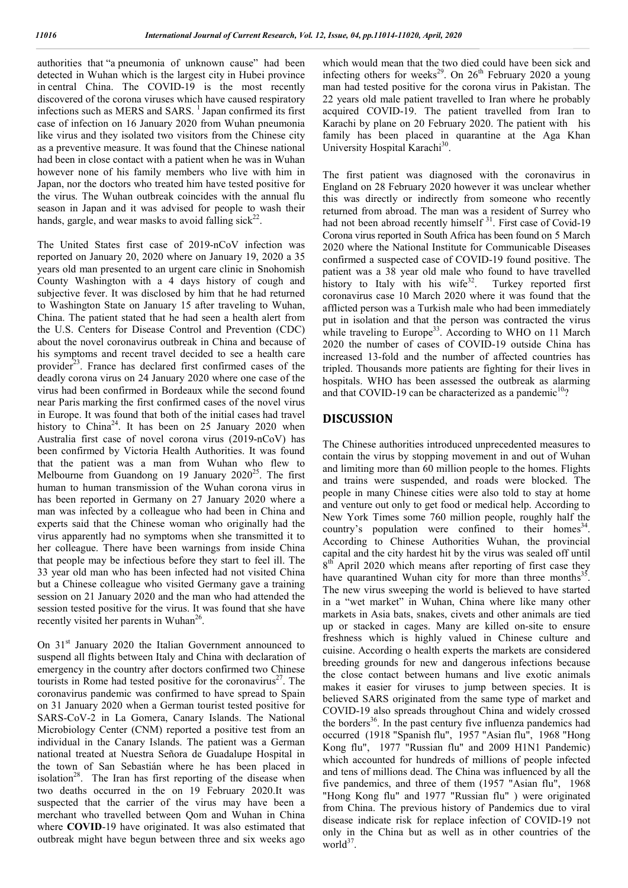authorities that "a pneumonia of unknown cause" had been detected in Wuhan which is the largest city in Hubei province in central China. The COVID-19 is the most recently discovered of the corona viruses which have caused respiratory infections such as MERS and SARS. [1] Japan confirmed its first case of infection on 16 January 2020 from Wuhan pneumonia like virus and they isolated two visitors from the Chinese city as a preventive measure. It was found that the Chinese national had been in close contact with a patient when he was in Wuhan however none of his family members who live with him in Japan, nor the doctors who treated him have tested positive for the virus. The Wuhan outbreak coincides with the annual flu season in Japan and it was advised for people to wash their hands, gargle, and wear masks to avoid falling sick[22].

The United States first case of 2019-nCoV infection was reported on January 20, 2020 where on January 19, 2020 a 35 years old man presented to an urgent care clinic in Snohomish County Washington with a 4 days history of cough and subjective fever. It was disclosed by him that he had returned to Washington State on January 15 after traveling to Wuhan, China. The patient stated that he had seen a health alert from the U.S. Centers for Disease Control and Prevention (CDC) about the novel coronavirus outbreak in China and because of his symptoms and recent travel decided to see a health care provider[23]. France has declared first confirmed cases of the deadly corona virus on 24 January 2020 where one case of the virus had been confirmed in Bordeaux while the second found near Paris marking the first confirmed cases of the novel virus in Europe. It was found that both of the initial cases had travel history to China[24]. It has been on 25 January 2020 when Australia first case of novel corona virus (2019-nCoV) has been confirmed by Victoria Health Authorities. It was found that the patient was a man from Wuhan who flew to Melbourne from Guandong on 19 January 2020[25]. The first human to human transmission of the Wuhan corona virus in has been reported in Germany on 27 January 2020 where a man was infected by a colleague who had been in China and experts said that the Chinese woman who originally had the virus apparently had no symptoms when she transmitted it to her colleague. There have been warnings from inside China that people may be infectious before they start to feel ill. The 33 year old man who has been infected had not visited China but a Chinese colleague who visited Germany gave a training session on 21 January 2020 and the man who had attended the session tested positive for the virus. It was found that she have recently visited her parents in Wuhan[26].

On 31st January 2020 the Italian Government announced to suspend all flights between Italy and China with declaration of emergency in the country after doctors confirmed two Chinese tourists in Rome had tested positive for the coronavirus[27]. The coronavirus pandemic was confirmed to have spread to Spain on 31 January 2020 when a German tourist tested positive for SARS-CoV-2 in La Gomera, Canary Islands. The National Microbiology Center (CNM) reported a positive test from an individual in the Canary Islands. The patient was a German national treated at Nuestra Señora de Guadalupe Hospital in the town of San Sebastián where he has been placed in isolation[28]. The Iran has first reporting of the disease when two deaths occurred in the on 19 February 2020.It was suspected that the carrier of the virus may have been a merchant who travelled between Qom and Wuhan in China where **COVID**-19 have originated. It was also estimated that outbreak might have begun between three and six weeks ago which would mean that the two died could have been sick and infecting others for weeks[29]. On 26th February 2020 a young man had tested positive for the corona virus in Pakistan. The 22 years old male patient travelled to Iran where he probably acquired COVID-19. The patient travelled from Iran to Karachi by plane on 20 February 2020. The patient with his family has been placed in quarantine at the Aga Khan University Hospital Karachi[30].

The first patient was diagnosed with the coronavirus in England on 28 February 2020 however it was unclear whether this was directly or indirectly from someone who recently returned from abroad. The man was a resident of Surrey who had not been abroad recently himself [31]. First case of Covid-19 Corona virus reported in South Africa has been found on 5 March 2020 where the National Institute for Communicable Diseases confirmed a suspected case of COVID-19 found positive. The patient was a 38 year old male who found to have travelled history to Italy with his wife[32]. Turkey reported first coronavirus case 10 March 2020 where it was found that the afflicted person was a Turkish male who had been immediately put in isolation and that the person was contracted the virus while traveling to Europe[33]. According to WHO on 11 March 2020 the number of cases of COVID-19 outside China has increased 13-fold and the number of affected countries has tripled. Thousands more patients are fighting for their lives in hospitals. WHO has been assessed the outbreak as alarming and that COVID-19 can be characterized as a pandemic[10]?

## DISCUSSION

The Chinese authorities introduced unprecedented measures to contain the virus by stopping movement in and out of Wuhan and limiting more than 60 million people to the homes. Flights and trains were suspended, and roads were blocked. The people in many Chinese cities were also told to stay at home and venture out only to get food or medical help. According to New York Times some 760 million people, roughly half the country's population were confined to their homes[34]. According to Chinese Authorities Wuhan, the provincial capital and the city hardest hit by the virus was sealed off until 8th April 2020 which means after reporting of first case they have quarantined Wuhan city for more than three months[35]. The new virus sweeping the world is believed to have started in a "wet market" in Wuhan, China where like many other markets in Asia bats, snakes, civets and other animals are tied up or stacked in cages. Many are killed on-site to ensure freshness which is highly valued in Chinese culture and cuisine. According o health experts the markets are considered breeding grounds for new and dangerous infections because the close contact between humans and live exotic animals makes it easier for viruses to jump between species. It is believed SARS originated from the same type of market and COVID-19 also spreads throughout China and widely crossed the borders[36]. In the past century five influenza pandemics had occurred (1918 "Spanish flu", 1957 "Asian flu", 1968 "Hong Kong flu", 1977 "Russian flu" and 2009 H1N1 Pandemic) which accounted for hundreds of millions of people infected and tens of millions dead. The China was influenced by all the five pandemics, and three of them (1957 "Asian flu", 1968 "Hong Kong flu" and 1977 "Russian flu" ) were originated from China. The previous history of Pandemics due to viral disease indicate risk for replace infection of COVID-19 not only in the China but as well as in other countries of the world[37].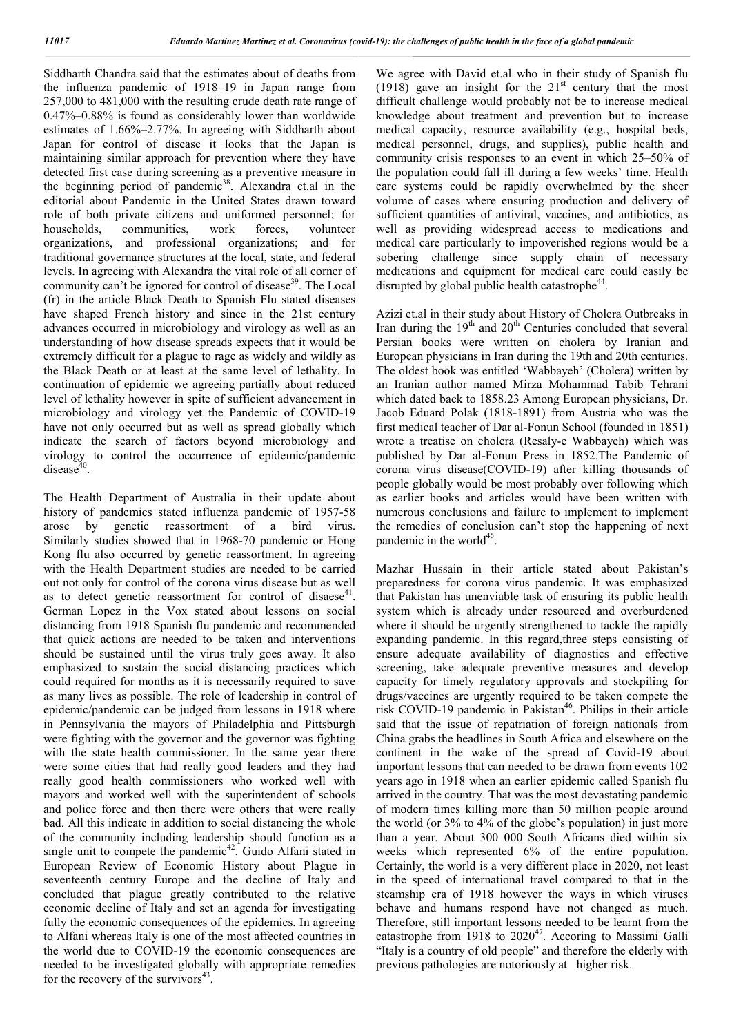Siddharth Chandra said that the estimates about of deaths from the influenza pandemic of 1918–19 in Japan range from 257,000 to 481,000 with the resulting crude death rate range of 0.47%–0.88% is found as considerably lower than worldwide estimates of 1.66%–2.77%. In agreeing with Siddharth about Japan for control of disease it looks that the Japan is maintaining similar approach for prevention where they have detected first case during screening as a preventive measure in the beginning period of pandemic[38]. Alexandra et.al in the editorial about Pandemic in the United States drawn toward role of both private citizens and uniformed personnel; for households, communities, work forces, volunteer organizations, and professional organizations; and for traditional governance structures at the local, state, and federal levels. In agreeing with Alexandra the vital role of all corner of community can't be ignored for control of disease[39]. The Local (fr) in the article Black Death to Spanish Flu stated diseases have shaped French history and since in the 21st century advances occurred in microbiology and virology as well as an understanding of how disease spreads expects that it would be extremely difficult for a plague to rage as widely and wildly as the Black Death or at least at the same level of lethality. In continuation of epidemic we agreeing partially about reduced level of lethality however in spite of sufficient advancement in microbiology and virology yet the Pandemic of COVID-19 have not only occurred but as well as spread globally which indicate the search of factors beyond microbiology and virology to control the occurrence of epidemic/pandemic disease[40].

The Health Department of Australia in their update about history of pandemics stated influenza pandemic of 1957-58 arose by genetic reassortment of a bird virus. Similarly studies showed that in 1968-70 pandemic or Hong Kong flu also occurred by genetic reassortment. In agreeing with the Health Department studies are needed to be carried out not only for control of the corona virus disease but as well as to detect genetic reassortment for control of disaese[41]. German Lopez in the Vox stated about lessons on social distancing from 1918 Spanish flu pandemic and recommended that quick actions are needed to be taken and interventions should be sustained until the virus truly goes away. It also emphasized to sustain the social distancing practices which could required for months as it is necessarily required to save as many lives as possible. The role of leadership in control of epidemic/pandemic can be judged from lessons in 1918 where in Pennsylvania the mayors of Philadelphia and Pittsburgh were fighting with the governor and the governor was fighting with the state health commissioner. In the same year there were some cities that had really good leaders and they had really good health commissioners who worked well with mayors and worked well with the superintendent of schools and police force and then there were others that were really bad. All this indicate in addition to social distancing the whole of the community including leadership should function as a single unit to compete the pandemic[42]. Guido Alfani stated in European Review of Economic History about Plague in seventeenth century Europe and the decline of Italy and concluded that plague greatly contributed to the relative economic decline of Italy and set an agenda for investigating fully the economic consequences of the epidemics. In agreeing to Alfani whereas Italy is one of the most affected countries in the world due to COVID-19 the economic consequences are needed to be investigated globally with appropriate remedies for the recovery of the survivors[43].

We agree with David et.al who in their study of Spanish flu (1918) gave an insight for the 21st century that the most difficult challenge would probably not be to increase medical knowledge about treatment and prevention but to increase medical capacity, resource availability (e.g., hospital beds, medical personnel, drugs, and supplies), public health and community crisis responses to an event in which 25–50% of the population could fall ill during a few weeks' time. Health care systems could be rapidly overwhelmed by the sheer volume of cases where ensuring production and delivery of sufficient quantities of antiviral, vaccines, and antibiotics, as well as providing widespread access to medications and medical care particularly to impoverished regions would be a sobering challenge since supply chain of necessary medications and equipment for medical care could easily be disrupted by global public health catastrophe[44].

Azizi et.al in their study about History of Cholera Outbreaks in Iran during the 19th and 20th Centuries concluded that several Persian books were written on cholera by Iranian and European physicians in Iran during the 19th and 20th centuries. The oldest book was entitled 'Wabbayeh' (Cholera) written by an Iranian author named Mirza Mohammad Tabib Tehrani which dated back to 1858.23 Among European physicians, Dr. Jacob Eduard Polak (1818-1891) from Austria who was the first medical teacher of Dar al-Fonun School (founded in 1851) wrote a treatise on cholera (Resaly-e Wabbayeh) which was published by Dar al-Fonun Press in 1852.The Pandemic of corona virus disease(COVID-19) after killing thousands of people globally would be most probably over following which as earlier books and articles would have been written with numerous conclusions and failure to implement to implement the remedies of conclusion can't stop the happening of next pandemic in the world[45].

Mazhar Hussain in their article stated about Pakistan's preparedness for corona virus pandemic. It was emphasized that Pakistan has unenviable task of ensuring its public health system which is already under resourced and overburdened where it should be urgently strengthened to tackle the rapidly expanding pandemic. In this regard,three steps consisting of ensure adequate availability of diagnostics and effective screening, take adequate preventive measures and develop capacity for timely regulatory approvals and stockpiling for drugs/vaccines are urgently required to be taken compete the risk COVID-19 pandemic in Pakistan[46]. Philips in their article said that the issue of repatriation of foreign nationals from China grabs the headlines in South Africa and elsewhere on the continent in the wake of the spread of Covid-19 about important lessons that can needed to be drawn from events 102 years ago in 1918 when an earlier epidemic called Spanish flu arrived in the country. That was the most devastating pandemic of modern times killing more than 50 million people around the world (or 3% to 4% of the globe's population) in just more than a year. About 300 000 South Africans died within six weeks which represented 6% of the entire population. Certainly, the world is a very different place in 2020, not least in the speed of international travel compared to that in the steamship era of 1918 however the ways in which viruses behave and humans respond have not changed as much. Therefore, still important lessons needed to be learnt from the catastrophe from 1918 to 2020[47]. Accoring to Massimi Galli "Italy is a country of old people" and therefore the elderly with previous pathologies are notoriously at higher risk.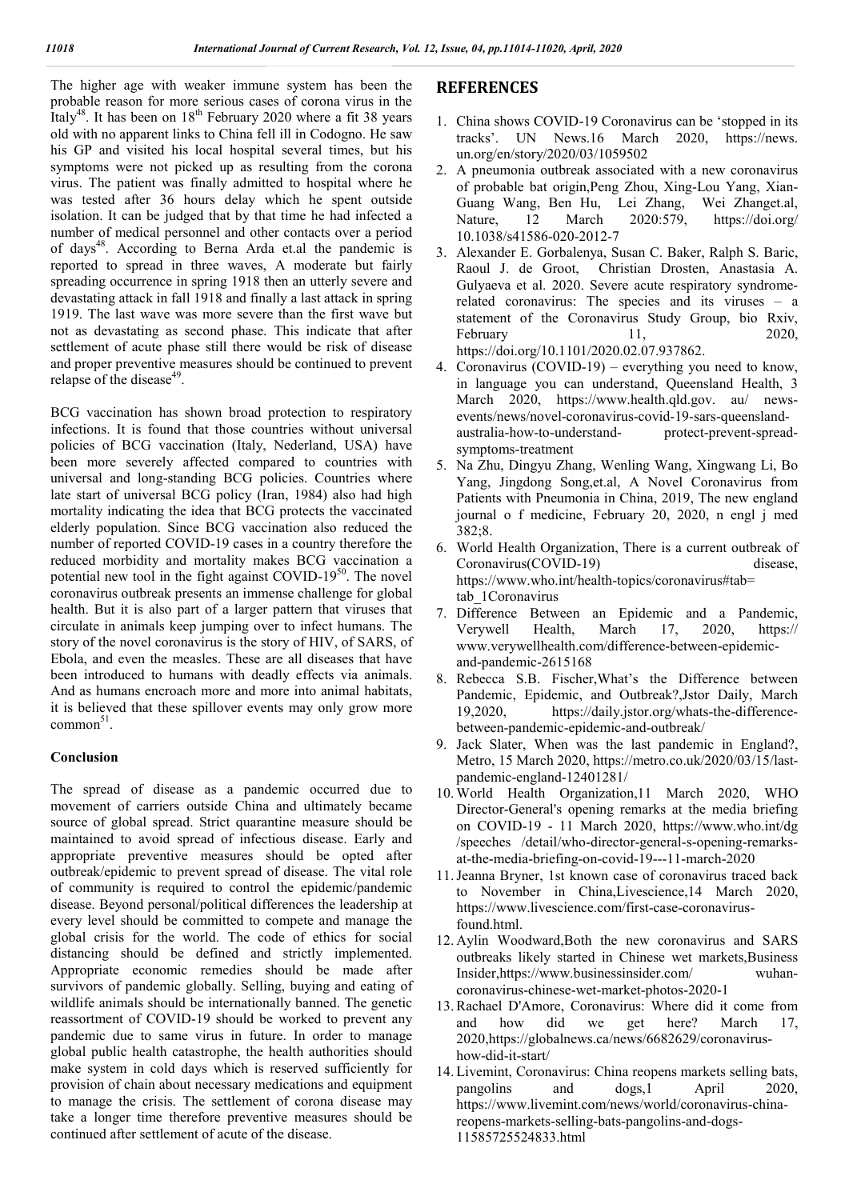The higher age with weaker immune system has been the probable reason for more serious cases of corona virus in the Italy[48]. It has been on 18th February 2020 where a fit 38 years old with no apparent links to China fell ill in Codogno. He saw his GP and visited his local hospital several times, but his symptoms were not picked up as resulting from the corona virus. The patient was finally admitted to hospital where he was tested after 36 hours delay which he spent outside isolation. It can be judged that by that time he had infected a number of medical personnel and other contacts over a period of days[48]. According to Berna Arda et.al the pandemic is reported to spread in three waves, A moderate but fairly spreading occurrence in spring 1918 then an utterly severe and devastating attack in fall 1918 and finally a last attack in spring 1919. The last wave was more severe than the first wave but not as devastating as second phase. This indicate that after settlement of acute phase still there would be risk of disease and proper preventive measures should be continued to prevent relapse of the disease[49].

BCG vaccination has shown broad protection to respiratory infections. It is found that those countries without universal policies of BCG vaccination (Italy, Nederland, USA) have been more severely affected compared to countries with universal and long-standing BCG policies. Countries where late start of universal BCG policy (Iran, 1984) also had high mortality indicating the idea that BCG protects the vaccinated elderly population. Since BCG vaccination also reduced the number of reported COVID-19 cases in a country therefore the reduced morbidity and mortality makes BCG vaccination a potential new tool in the fight against COVID-19[50]. The novel coronavirus outbreak presents an immense challenge for global health. But it is also part of a larger pattern that viruses that circulate in animals keep jumping over to infect humans. The story of the novel coronavirus is the story of HIV, of SARS, of Ebola, and even the measles. These are all diseases that have been introduced to humans with deadly effects via animals. And as humans encroach more and more into animal habitats, it is believed that these spillover events may only grow more common[51].

## Conclusion

The spread of disease as a pandemic occurred due to movement of carriers outside China and ultimately became source of global spread. Strict quarantine measure should be maintained to avoid spread of infectious disease. Early and appropriate preventive measures should be opted after outbreak/epidemic to prevent spread of disease. The vital role of community is required to control the epidemic/pandemic disease. Beyond personal/political differences the leadership at every level should be committed to compete and manage the global crisis for the world. The code of ethics for social distancing should be defined and strictly implemented. Appropriate economic remedies should be made after survivors of pandemic globally. Selling, buying and eating of wildlife animals should be internationally banned. The genetic reassortment of COVID-19 should be worked to prevent any pandemic due to same virus in future. In order to manage global public health catastrophe, the health authorities should make system in cold days which is reserved sufficiently for provision of chain about necessary medications and equipment to manage the crisis. The settlement of corona disease may take a longer time therefore preventive measures should be continued after settlement of acute of the disease.

## REFERENCES

1. China shows COVID-19 Coronavirus can be 'stopped in its tracks'. UN News.16 March 2020, https://news.un.org/en/story/2020/03/1059502
2. A pneumonia outbreak associated with a new coronavirus of probable bat origin,Peng Zhou, Xing-Lou Yang, Xian-Guang Wang, Ben Hu, Lei Zhang, Wei Zhanget.al, Nature, 12 March 2020:579, https://doi.org/10.1038/s41586-020-2012-7
3. Alexander E. Gorbalenya, Susan C. Baker, Ralph S. Baric, Raoul J. de Groot, Christian Drosten, Anastasia A. Gulyaeva et al. 2020. Severe acute respiratory syndrome-related coronavirus: The species and its viruses – a statement of the Coronavirus Study Group, bio Rxiv, February 11, 2020, https://doi.org/10.1101/2020.02.07.937862.
4. Coronavirus (COVID-19) – everything you need to know, in language you can understand, Queensland Health, 3 March 2020, https://www.health.qld.gov. au/ news-events/news/novel-coronavirus-covid-19-sars-queensland-australia-how-to-understand- protect-prevent-spread-symptoms-treatment
5. Na Zhu, Dingyu Zhang, Wenling Wang, Xingwang Li, Bo Yang, Jingdong Song,et.al, A Novel Coronavirus from Patients with Pneumonia in China, 2019, The new england journal o f medicine, February 20, 2020, n engl j med 382;8.
6. World Health Organization, There is a current outbreak of Coronavirus(COVID-19) disease, https://www.who.int/health-topics/coronavirus#tab=tab_1Coronavirus
7. Difference Between an Epidemic and a Pandemic, Verywell Health, March 17, 2020, https://www.verywellhealth.com/difference-between-epidemic-and-pandemic-2615168
8. Rebecca S.B. Fischer,What's the Difference between Pandemic, Epidemic, and Outbreak?,Jstor Daily, March 19,2020, https://daily.jstor.org/whats-the-difference-between-pandemic-epidemic-and-outbreak/
9. Jack Slater, When was the last pandemic in England?, Metro, 15 March 2020, https://metro.co.uk/2020/03/15/last-pandemic-england-12401281/
10. World Health Organization,11 March 2020, WHO Director-General's opening remarks at the media briefing on COVID-19 - 11 March 2020, https://www.who.int/dg/speeches /detail/who-director-general-s-opening-remarks-at-the-media-briefing-on-covid-19---11-march-2020
11. Jeanna Bryner, 1st known case of coronavirus traced back to November in China,Livescience,14 March 2020, https://www.livescience.com/first-case-coronavirus-found.html.
12. Aylin Woodward,Both the new coronavirus and SARS outbreaks likely started in Chinese wet markets,Business Insider,https://www.businessinsider.com/ wuhan-coronavirus-chinese-wet-market-photos-2020-1
13. Rachael D'Amore, Coronavirus: Where did it come from and how did we get here? March 17, 2020,https://globalnews.ca/news/6682629/coronavirus-how-did-it-start/
14. Livemint, Coronavirus: China reopens markets selling bats, pangolins and dogs,1 April 2020, https://www.livemint.com/news/world/coronavirus-china-reopens-markets-selling-bats-pangolins-and-dogs-11585725524833.html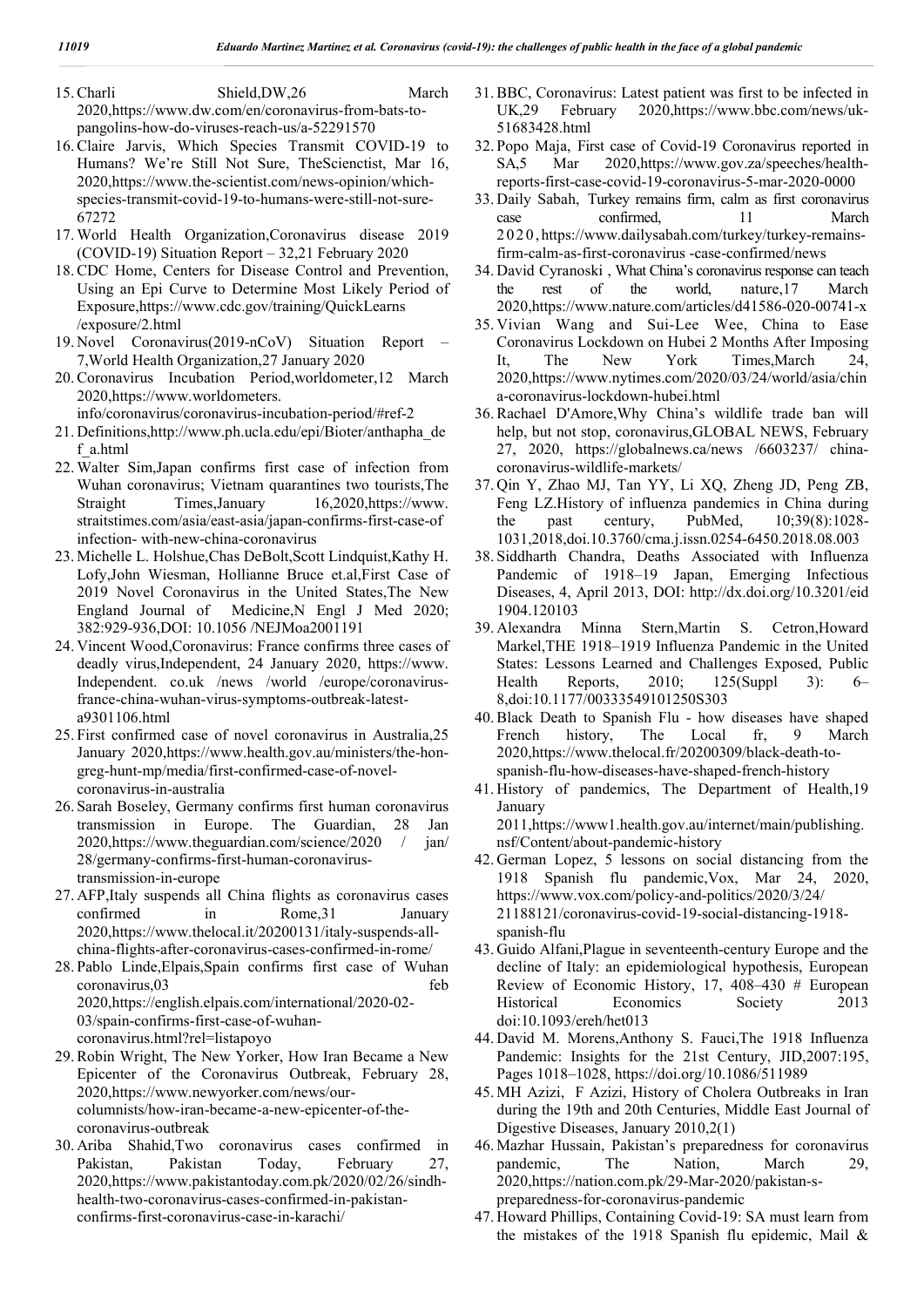15. Charli Shield,DW,26 March 2020,https://www.dw.com/en/coronavirus-from-bats-to-pangolins-how-do-viruses-reach-us/a-52291570
16. Claire Jarvis, Which Species Transmit COVID-19 to Humans? We're Still Not Sure, TheScienctist, Mar 16, 2020,https://www.the-scientist.com/news-opinion/which-species-transmit-covid-19-to-humans-were-still-not-sure-67272
17. World Health Organization,Coronavirus disease 2019 (COVID-19) Situation Report – 32,21 February 2020
18. CDC Home, Centers for Disease Control and Prevention, Using an Epi Curve to Determine Most Likely Period of Exposure,https://www.cdc.gov/training/QuickLearns /exposure/2.html
19. Novel Coronavirus(2019-nCoV) Situation Report – 7,World Health Organization,27 January 2020
20. Coronavirus Incubation Period,worldometer,12 March 2020,https://www.worldometers. info/coronavirus/coronavirus-incubation-period/#ref-2
21. Definitions,http://www.ph.ucla.edu/epi/Bioter/anthapha_def_a.html
22. Walter Sim,Japan confirms first case of infection from Wuhan coronavirus; Vietnam quarantines two tourists,The Straight Times,January 16,2020,https://www. straitstimes.com/asia/east-asia/japan-confirms-first-case-of infection- with-new-china-coronavirus
23. Michelle L. Holshue,Chas DeBolt,Scott Lindquist,Kathy H. Lofy,John Wiesman, Hollianne Bruce et.al,First Case of 2019 Novel Coronavirus in the United States,The New England Journal of Medicine,N Engl J Med 2020; 382:929-936,DOI: 10.1056 /NEJMoa2001191
24. Vincent Wood,Coronavirus: France confirms three cases of deadly virus,Independent, 24 January 2020, https://www. Independent. co.uk /news /world /europe/coronavirus-france-china-wuhan-virus-symptoms-outbreak-latest-a9301106.html
25. First confirmed case of novel coronavirus in Australia,25 January 2020,https://www.health.gov.au/ministers/the-hon-greg-hunt-mp/media/first-confirmed-case-of-novel-coronavirus-in-australia
26. Sarah Boseley, Germany confirms first human coronavirus transmission in Europe. The Guardian, 28 Jan 2020,https://www.theguardian.com/science/2020 / jan/ 28/germany-confirms-first-human-coronavirus-transmission-in-europe
27. AFP,Italy suspends all China flights as coronavirus cases confirmed in Rome,31 January 2020,https://www.thelocal.it/20200131/italy-suspends-all-china-flights-after-coronavirus-cases-confirmed-in-rome/
28. Pablo Linde,Elpais,Spain confirms first case of Wuhan coronavirus,03 feb 2020,https://english.elpais.com/international/2020-02-03/spain-confirms-first-case-of-wuhan-coronavirus.html?rel=listapoyo
29. Robin Wright, The New Yorker, How Iran Became a New Epicenter of the Coronavirus Outbreak, February 28, 2020,https://www.newyorker.com/news/our-columnists/how-iran-became-a-new-epicenter-of-the-coronavirus-outbreak
30. Ariba Shahid,Two coronavirus cases confirmed in Pakistan, Pakistan Today, February 27, 2020,https://www.pakistantoday.com.pk/2020/02/26/sindh-health-two-coronavirus-cases-confirmed-in-pakistan-confirms-first-coronavirus-case-in-karachi/
31. BBC, Coronavirus: Latest patient was first to be infected in UK,29 February 2020,https://www.bbc.com/news/uk-51683428.html
32. Popo Maja, First case of Covid-19 Coronavirus reported in SA,5 Mar 2020,https://www.gov.za/speeches/health-reports-first-case-covid-19-coronavirus-5-mar-2020-0000
33. Daily Sabah, Turkey remains firm, calm as first coronavirus case confirmed, 11 March 2020, https://www.dailysabah.com/turkey/turkey-remains-firm-calm-as-first-coronavirus -case-confirmed/news
34. David Cyranoski , What China's coronavirus response can teach the rest of the world, nature,17 March 2020,https://www.nature.com/articles/d41586-020-00741-x
35. Vivian Wang and Sui-Lee Wee, China to Ease Coronavirus Lockdown on Hubei 2 Months After Imposing It, The New York Times,March 24, 2020,https://www.nytimes.com/2020/03/24/world/asia/china-coronavirus-lockdown-hubei.html
36. Rachael D'Amore,Why China's wildlife trade ban will help, but not stop, coronavirus,GLOBAL NEWS, February 27, 2020, https://globalnews.ca/news /6603237/ china-coronavirus-wildlife-markets/
37. Qin Y, Zhao MJ, Tan YY, Li XQ, Zheng JD, Peng ZB, Feng LZ.History of influenza pandemics in China during the past century, PubMed, 10;39(8):1028-1031,2018,doi.10.3760/cma.j.issn.0254-6450.2018.08.003
38. Siddharth Chandra, Deaths Associated with Influenza Pandemic of 1918–19 Japan, Emerging Infectious Diseases, 4, April 2013, DOI: http://dx.doi.org/10.3201/eid1904.120103
39. Alexandra Minna Stern,Martin S. Cetron,Howard Markel,THE 1918–1919 Influenza Pandemic in the United States: Lessons Learned and Challenges Exposed, Public Health Reports, 2010; 125(Suppl 3): 6–8,doi:10.1177/00333549101250S303
40. Black Death to Spanish Flu - how diseases have shaped French history, The Local fr, 9 March 2020,https://www.thelocal.fr/20200309/black-death-to-spanish-flu-how-diseases-have-shaped-french-history
41. History of pandemics, The Department of Health,19 January 2011,https://www1.health.gov.au/internet/main/publishing.nsf/Content/about-pandemic-history
42. German Lopez, 5 lessons on social distancing from the 1918 Spanish flu pandemic,Vox, Mar 24, 2020, https://www.vox.com/policy-and-politics/2020/3/24/ 21188121/coronavirus-covid-19-social-distancing-1918-spanish-flu
43. Guido Alfani,Plague in seventeenth-century Europe and the decline of Italy: an epidemiological hypothesis, European Review of Economic History, 17, 408–430 # European Historical Economics Society 2013 doi:10.1093/ereh/het013
44. David M. Morens,Anthony S. Fauci,The 1918 Influenza Pandemic: Insights for the 21st Century, JID,2007:195, Pages 1018–1028, https://doi.org/10.1086/511989
45. MH Azizi, F Azizi, History of Cholera Outbreaks in Iran during the 19th and 20th Centuries, Middle East Journal of Digestive Diseases, January 2010,2(1)
46. Mazhar Hussain, Pakistan's preparedness for coronavirus pandemic, The Nation, March 29, 2020,https://nation.com.pk/29-Mar-2020/pakistan-s-preparedness-for-coronavirus-pandemic
47. Howard Phillips, Containing Covid-19: SA must learn from the mistakes of the 1918 Spanish flu epidemic, Mail &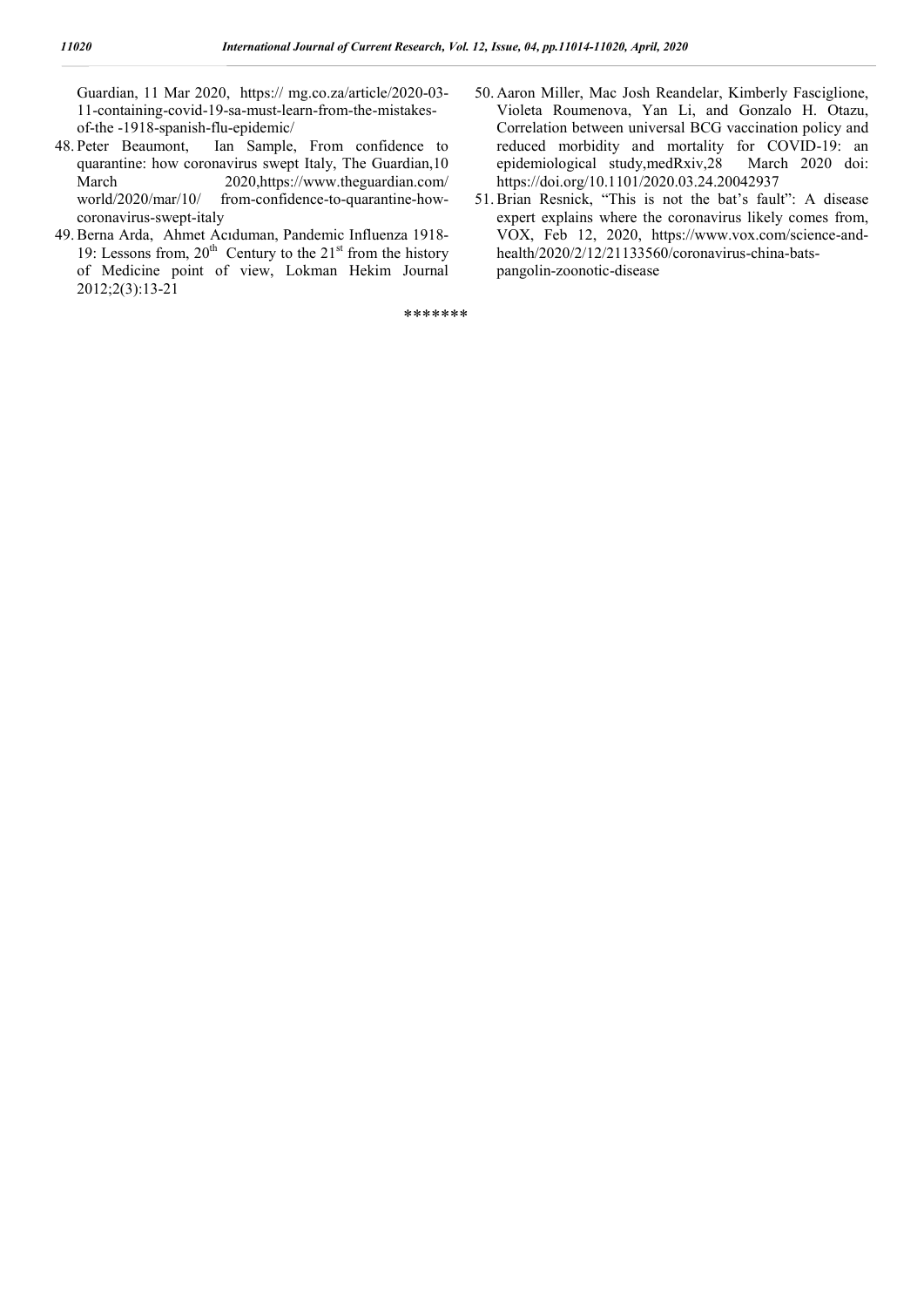Guardian, 11 Mar 2020, https:// mg.co.za/article/2020-03-11-containing-covid-19-sa-must-learn-from-the-mistakes-of-the -1918-spanish-flu-epidemic/

48. Peter Beaumont, Ian Sample, From confidence to quarantine: how coronavirus swept Italy, The Guardian,10 March 2020,https://www.theguardian.com/ world/2020/mar/10/ from-confidence-to-quarantine-how-coronavirus-swept-italy
49. Berna Arda, Ahmet Acıduman, Pandemic Influenza 1918-19: Lessons from, 20th Century to the 21st from the history of Medicine point of view, Lokman Hekim Journal 2012;2(3):13-21
50. Aaron Miller, Mac Josh Reandelar, Kimberly Fasciglione, Violeta Roumenova, Yan Li, and Gonzalo H. Otazu, Correlation between universal BCG vaccination policy and reduced morbidity and mortality for COVID-19: an epidemiological study,medRxiv,28 March 2020 doi: https://doi.org/10.1101/2020.03.24.20042937
51. Brian Resnick, "This is not the bat's fault": A disease expert explains where the coronavirus likely comes from, VOX, Feb 12, 2020, https://www.vox.com/science-and-health/2020/2/12/21133560/coronavirus-china-bats-pangolin-zoonotic-disease

*******